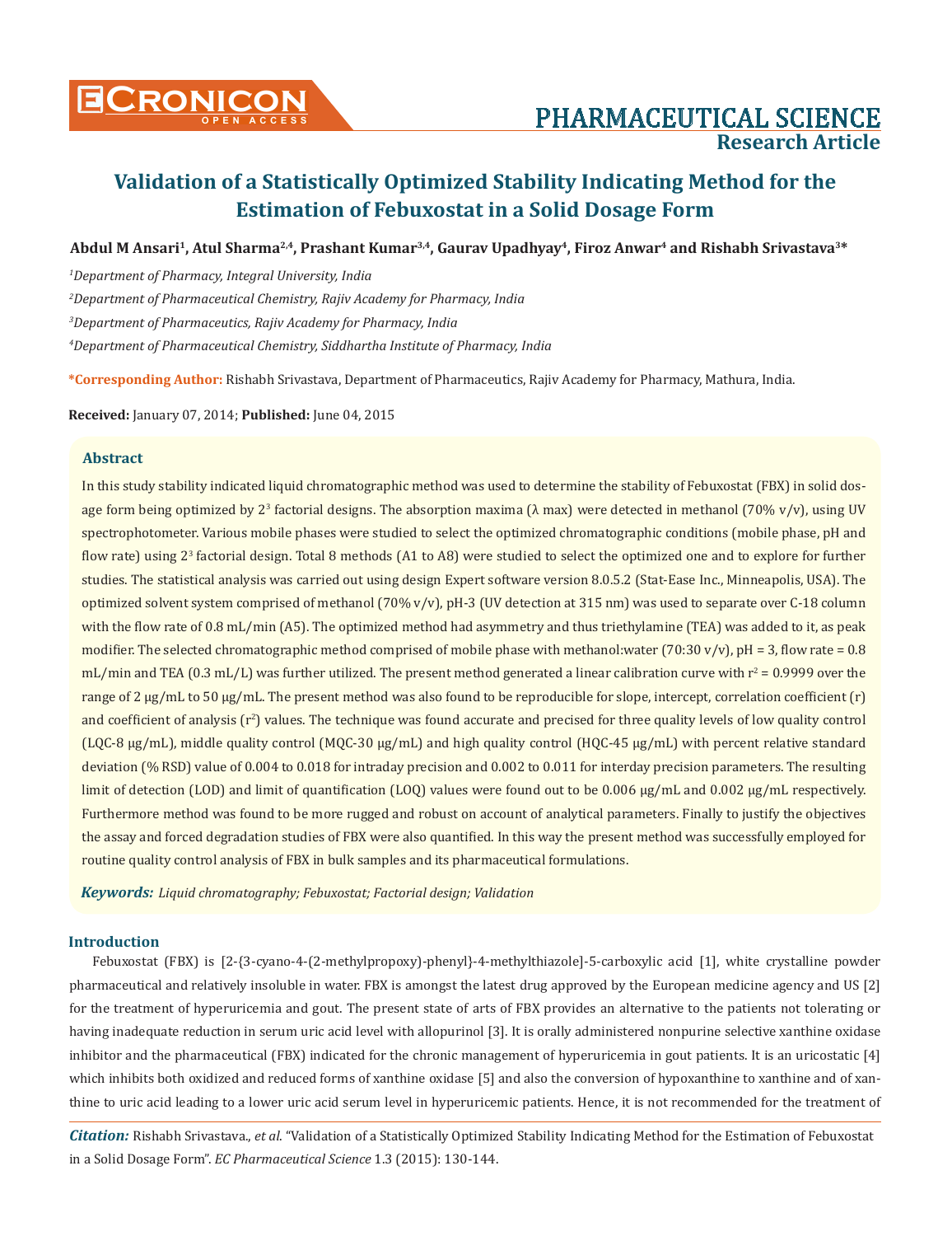# Validation of a Statistically Optimized Stability Indicating Method for the Estimation of Febuxostat in a Solid Dosage Form

**Abdul M Ansari[1], Atul Sharma[2,4], Prashant Kumar[3,4], Gaurav Upadhyay[4], Firoz Anwar[4] and Rishabh Srivastava[3]***

[1]*Department of Pharmacy, Integral University, India*

[2]*Department of Pharmaceutical Chemistry, Rajiv Academy for Pharmacy, India*

[3]*Department of Pharmaceutics, Rajiv Academy for Pharmacy, India*

[4]*Department of Pharmaceutical Chemistry, Siddhartha Institute of Pharmacy, India*

**\*Corresponding Author:** Rishabh Srivastava, Department of Pharmaceutics, Rajiv Academy for Pharmacy, Mathura, India.

**Received:** January 07, 2014; **Published:** June 04, 2015

## Abstract

In this study stability indicated liquid chromatographic method was used to determine the stability of Febuxostat (FBX) in solid dosage form being optimized by $2^3$ factorial designs. The absorption maxima (λ max) were detected in methanol (70% v/v), using UV spectrophotometer. Various mobile phases were studied to select the optimized chromatographic conditions (mobile phase, pH and flow rate) using $2^3$ factorial design. Total 8 methods (A1 to A8) were studied to select the optimized one and to explore for further studies. The statistical analysis was carried out using design Expert software version 8.0.5.2 (Stat-Ease Inc., Minneapolis, USA). The optimized solvent system comprised of methanol (70% v/v), pH-3 (UV detection at 315 nm) was used to separate over C-18 column with the flow rate of 0.8 mL/min (A5). The optimized method had asymmetry and thus triethylamine (TEA) was added to it, as peak modifier. The selected chromatographic method comprised of mobile phase with methanol:water (70:30 v/v), pH = 3, flow rate = 0.8 mL/min and TEA (0.3 mL/L) was further utilized. The present method generated a linear calibration curve with $r^2$ = 0.9999 over the range of 2 μg/mL to 50 μg/mL. The present method was also found to be reproducible for slope, intercept, correlation coefficient (r) and coefficient of analysis ($r^2$) values. The technique was found accurate and precised for three quality levels of low quality control (LQC-8 μg/mL), middle quality control (MQC-30 μg/mL) and high quality control (HQC-45 μg/mL) with percent relative standard deviation (% RSD) value of 0.004 to 0.018 for intraday precision and 0.002 to 0.011 for interday precision parameters. The resulting limit of detection (LOD) and limit of quantification (LOQ) values were found out to be 0.006 μg/mL and 0.002 μg/mL respectively. Furthermore method was found to be more rugged and robust on account of analytical parameters. Finally to justify the objectives the assay and forced degradation studies of FBX were also quantified. In this way the present method was successfully employed for routine quality control analysis of FBX in bulk samples and its pharmaceutical formulations.

***Keywords:*** *Liquid chromatography; Febuxostat; Factorial design; Validation*

## Introduction

Febuxostat (FBX) is [2-{3-cyano-4-(2-methylpropoxy)-phenyl}-4-methylthiazole]-5-carboxylic acid [1], white crystalline powder pharmaceutical and relatively insoluble in water. FBX is amongst the latest drug approved by the European medicine agency and US [2] for the treatment of hyperuricemia and gout. The present state of arts of FBX provides an alternative to the patients not tolerating or having inadequate reduction in serum uric acid level with allopurinol [3]. It is orally administered nonpurine selective xanthine oxidase inhibitor and the pharmaceutical (FBX) indicated for the chronic management of hyperuricemia in gout patients. It is an uricostatic [4] which inhibits both oxidized and reduced forms of xanthine oxidase [5] and also the conversion of hypoxanthine to xanthine and of xanthine to uric acid leading to a lower uric acid serum level in hyperuricemic patients. Hence, it is not recommended for the treatment of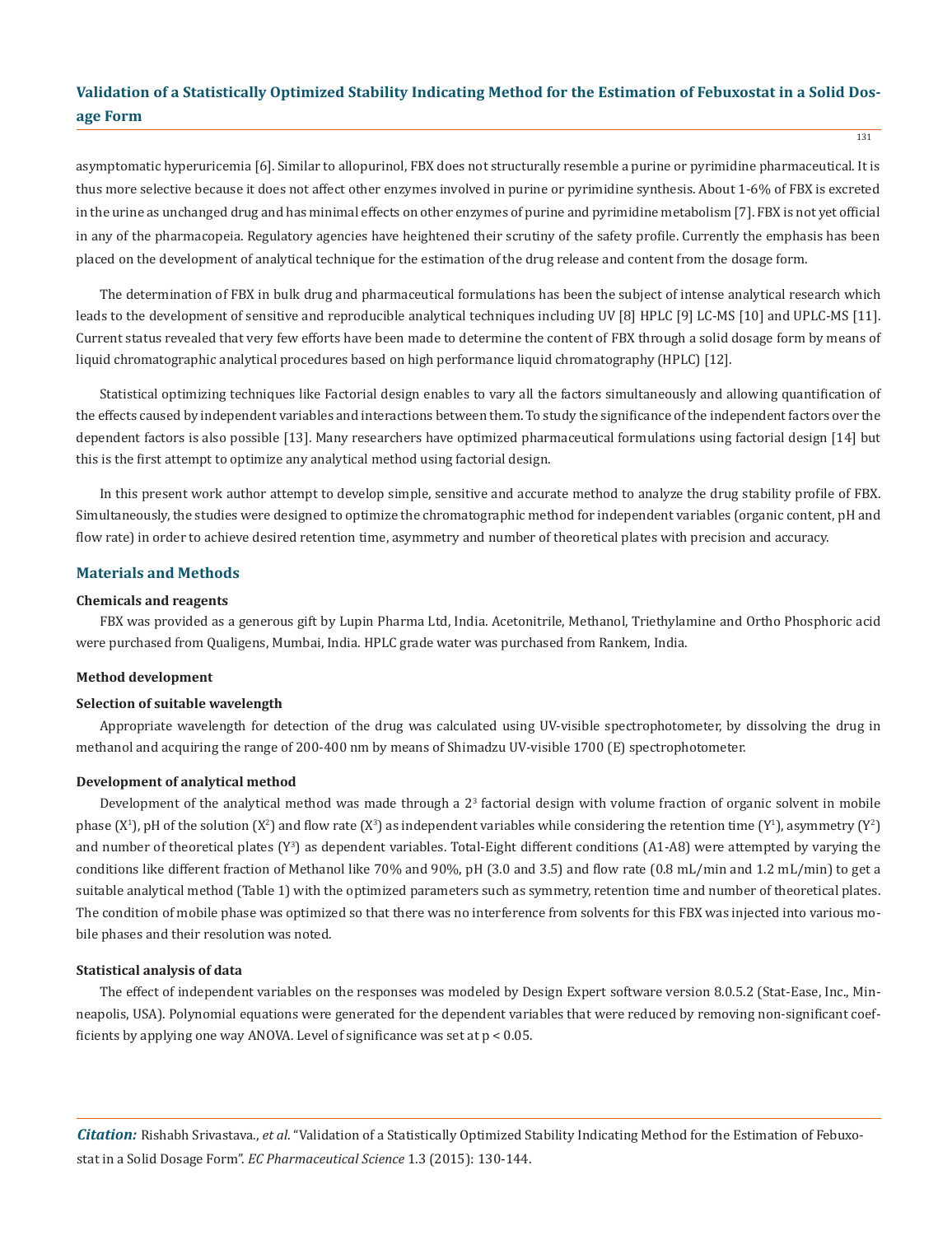asymptomatic hyperuricemia [6]. Similar to allopurinol, FBX does not structurally resemble a purine or pyrimidine pharmaceutical. It is thus more selective because it does not affect other enzymes involved in purine or pyrimidine synthesis. About 1-6% of FBX is excreted in the urine as unchanged drug and has minimal effects on other enzymes of purine and pyrimidine metabolism [7]. FBX is not yet official in any of the pharmacopeia. Regulatory agencies have heightened their scrutiny of the safety profile. Currently the emphasis has been placed on the development of analytical technique for the estimation of the drug release and content from the dosage form.

The determination of FBX in bulk drug and pharmaceutical formulations has been the subject of intense analytical research which leads to the development of sensitive and reproducible analytical techniques including UV [8] HPLC [9] LC-MS [10] and UPLC-MS [11]. Current status revealed that very few efforts have been made to determine the content of FBX through a solid dosage form by means of liquid chromatographic analytical procedures based on high performance liquid chromatography (HPLC) [12].

Statistical optimizing techniques like Factorial design enables to vary all the factors simultaneously and allowing quantification of the effects caused by independent variables and interactions between them. To study the significance of the independent factors over the dependent factors is also possible [13]. Many researchers have optimized pharmaceutical formulations using factorial design [14] but this is the first attempt to optimize any analytical method using factorial design.

In this present work author attempt to develop simple, sensitive and accurate method to analyze the drug stability profile of FBX. Simultaneously, the studies were designed to optimize the chromatographic method for independent variables (organic content, pH and flow rate) in order to achieve desired retention time, asymmetry and number of theoretical plates with precision and accuracy.

## Materials and Methods

### Chemicals and reagents

FBX was provided as a generous gift by Lupin Pharma Ltd, India. Acetonitrile, Methanol, Triethylamine and Ortho Phosphoric acid were purchased from Qualigens, Mumbai, India. HPLC grade water was purchased from Rankem, India.

### Method development

#### Selection of suitable wavelength

Appropriate wavelength for detection of the drug was calculated using UV-visible spectrophotometer, by dissolving the drug in methanol and acquiring the range of 200-400 nm by means of Shimadzu UV-visible 1700 (E) spectrophotometer.

#### Development of analytical method

Development of the analytical method was made through a $2^3$ factorial design with volume fraction of organic solvent in mobile phase ($X^1$), pH of the solution ($X^2$) and flow rate ($X^3$) as independent variables while considering the retention time ($Y^1$), asymmetry ($Y^2$) and number of theoretical plates ($Y^3$) as dependent variables. Total-Eight different conditions (A1-A8) were attempted by varying the conditions like different fraction of Methanol like 70% and 90%, pH (3.0 and 3.5) and flow rate (0.8 mL/min and 1.2 mL/min) to get a suitable analytical method (Table 1) with the optimized parameters such as symmetry, retention time and number of theoretical plates. The condition of mobile phase was optimized so that there was no interference from solvents for this FBX was injected into various mobile phases and their resolution was noted.

#### Statistical analysis of data

The effect of independent variables on the responses was modeled by Design Expert software version 8.0.5.2 (Stat-Ease, Inc., Minneapolis, USA). Polynomial equations were generated for the dependent variables that were reduced by removing non-significant coefficients by applying one way ANOVA. Level of significance was set at $p < 0.05$.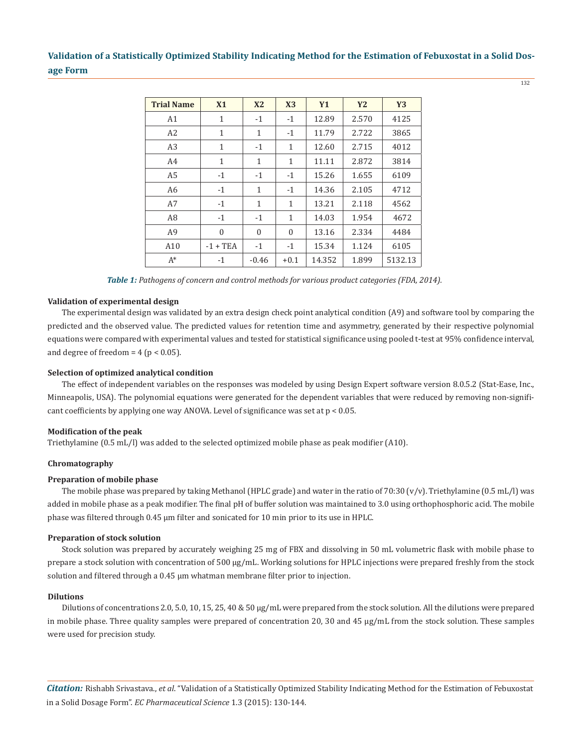| Trial Name | X1 | X2 | X3 | Y1 | Y2 | Y3 |
|---|---|---|---|---|---|---|
| A1 | 1 | -1 | -1 | 12.89 | 2.570 | 4125 |
| A2 | 1 | 1 | -1 | 11.79 | 2.722 | 3865 |
| A3 | 1 | -1 | 1 | 12.60 | 2.715 | 4012 |
| A4 | 1 | 1 | 1 | 11.11 | 2.872 | 3814 |
| A5 | -1 | -1 | -1 | 15.26 | 1.655 | 6109 |
| A6 | -1 | 1 | -1 | 14.36 | 2.105 | 4712 |
| A7 | -1 | 1 | 1 | 13.21 | 2.118 | 4562 |
| A8 | -1 | -1 | 1 | 14.03 | 1.954 | 4672 |
| A9 | 0 | 0 | 0 | 13.16 | 2.334 | 4484 |
| A10 | -1 + TEA | -1 | -1 | 15.34 | 1.124 | 6105 |
| A* | -1 | -0.46 | +0.1 | 14.352 | 1.899 | 5132.13 |

***Table 1:*** *Pathogens of concern and control methods for various product categories (FDA, 2014).*

#### Validation of experimental design

The experimental design was validated by an extra design check point analytical condition (A9) and software tool by comparing the predicted and the observed value. The predicted values for retention time and asymmetry, generated by their respective polynomial equations were compared with experimental values and tested for statistical significance using pooled t-test at 95% confidence interval, and degree of freedom = 4 ($p < 0.05$).

#### Selection of optimized analytical condition

The effect of independent variables on the responses was modeled by using Design Expert software version 8.0.5.2 (Stat-Ease, Inc., Minneapolis, USA). The polynomial equations were generated for the dependent variables that were reduced by removing non-significant coefficients by applying one way ANOVA. Level of significance was set at $p < 0.05$.

#### Modification of the peak

Triethylamine (0.5 mL/l) was added to the selected optimized mobile phase as peak modifier (A10).

#### Chromatography

#### Preparation of mobile phase

The mobile phase was prepared by taking Methanol (HPLC grade) and water in the ratio of 70:30 (v/v). Triethylamine (0.5 mL/l) was added in mobile phase as a peak modifier. The final pH of buffer solution was maintained to 3.0 using orthophosphoric acid. The mobile phase was filtered through 0.45 µm filter and sonicated for 10 min prior to its use in HPLC.

#### Preparation of stock solution

Stock solution was prepared by accurately weighing 25 mg of FBX and dissolving in 50 mL volumetric flask with mobile phase to prepare a stock solution with concentration of 500 µg/mL. Working solutions for HPLC injections were prepared freshly from the stock solution and filtered through a 0.45 µm whatman membrane filter prior to injection.

#### Dilutions

Dilutions of concentrations 2.0, 5.0, 10, 15, 25, 40 & 50 µg/mL were prepared from the stock solution. All the dilutions were prepared in mobile phase. Three quality samples were prepared of concentration 20, 30 and 45 µg/mL from the stock solution. These samples were used for precision study.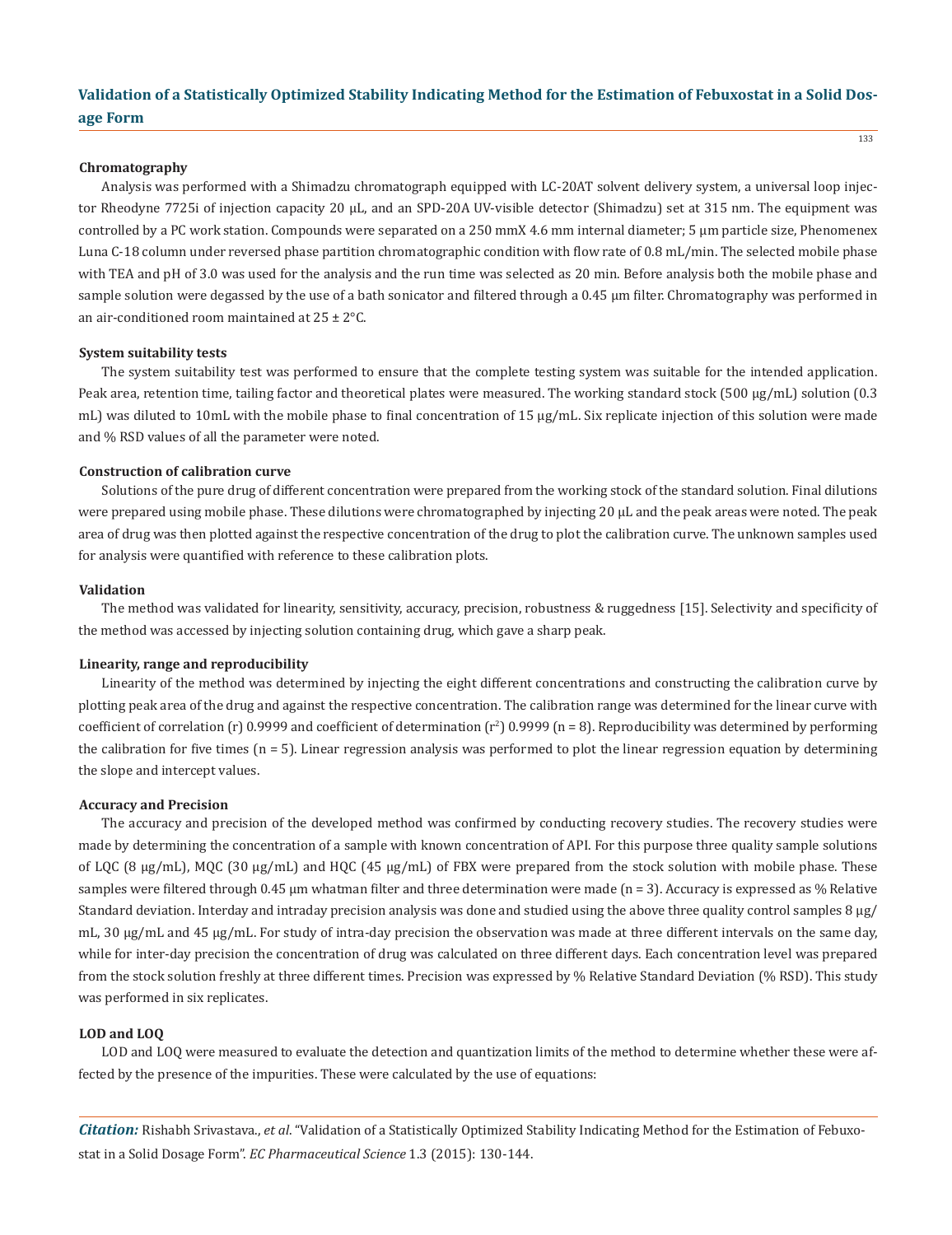### Chromatography

Analysis was performed with a Shimadzu chromatograph equipped with LC-20AT solvent delivery system, a universal loop injector Rheodyne 7725i of injection capacity 20 µL, and an SPD-20A UV-visible detector (Shimadzu) set at 315 nm. The equipment was controlled by a PC work station. Compounds were separated on a 250 mmX 4.6 mm internal diameter; 5 µm particle size, Phenomenex Luna C-18 column under reversed phase partition chromatographic condition with flow rate of 0.8 mL/min. The selected mobile phase with TEA and pH of 3.0 was used for the analysis and the run time was selected as 20 min. Before analysis both the mobile phase and sample solution were degassed by the use of a bath sonicator and filtered through a 0.45 µm filter. Chromatography was performed in an air-conditioned room maintained at 25 ± 2°C.

### System suitability tests

The system suitability test was performed to ensure that the complete testing system was suitable for the intended application. Peak area, retention time, tailing factor and theoretical plates were measured. The working standard stock (500 µg/mL) solution (0.3 mL) was diluted to 10mL with the mobile phase to final concentration of 15 µg/mL. Six replicate injection of this solution were made and % RSD values of all the parameter were noted.

### Construction of calibration curve

Solutions of the pure drug of different concentration were prepared from the working stock of the standard solution. Final dilutions were prepared using mobile phase. These dilutions were chromatographed by injecting 20 µL and the peak areas were noted. The peak area of drug was then plotted against the respective concentration of the drug to plot the calibration curve. The unknown samples used for analysis were quantified with reference to these calibration plots.

### Validation

The method was validated for linearity, sensitivity, accuracy, precision, robustness & ruggedness [15]. Selectivity and specificity of the method was accessed by injecting solution containing drug, which gave a sharp peak.

### Linearity, range and reproducibility

Linearity of the method was determined by injecting the eight different concentrations and constructing the calibration curve by plotting peak area of the drug and against the respective concentration. The calibration range was determined for the linear curve with coefficient of correlation (r) 0.9999 and coefficient of determination ($r^2$) 0.9999 (n = 8). Reproducibility was determined by performing the calibration for five times (n = 5). Linear regression analysis was performed to plot the linear regression equation by determining the slope and intercept values.

### Accuracy and Precision

The accuracy and precision of the developed method was confirmed by conducting recovery studies. The recovery studies were made by determining the concentration of a sample with known concentration of API. For this purpose three quality sample solutions of LQC (8 µg/mL), MQC (30 µg/mL) and HQC (45 µg/mL) of FBX were prepared from the stock solution with mobile phase. These samples were filtered through 0.45 µm whatman filter and three determination were made (n = 3). Accuracy is expressed as % Relative Standard deviation. Interday and intraday precision analysis was done and studied using the above three quality control samples 8 µg/mL, 30 µg/mL and 45 µg/mL. For study of intra-day precision the observation was made at three different intervals on the same day, while for inter-day precision the concentration of drug was calculated on three different days. Each concentration level was prepared from the stock solution freshly at three different times. Precision was expressed by % Relative Standard Deviation (% RSD). This study was performed in six replicates.

### LOD and LOQ

LOD and LOQ were measured to evaluate the detection and quantization limits of the method to determine whether these were affected by the presence of the impurities. These were calculated by the use of equations: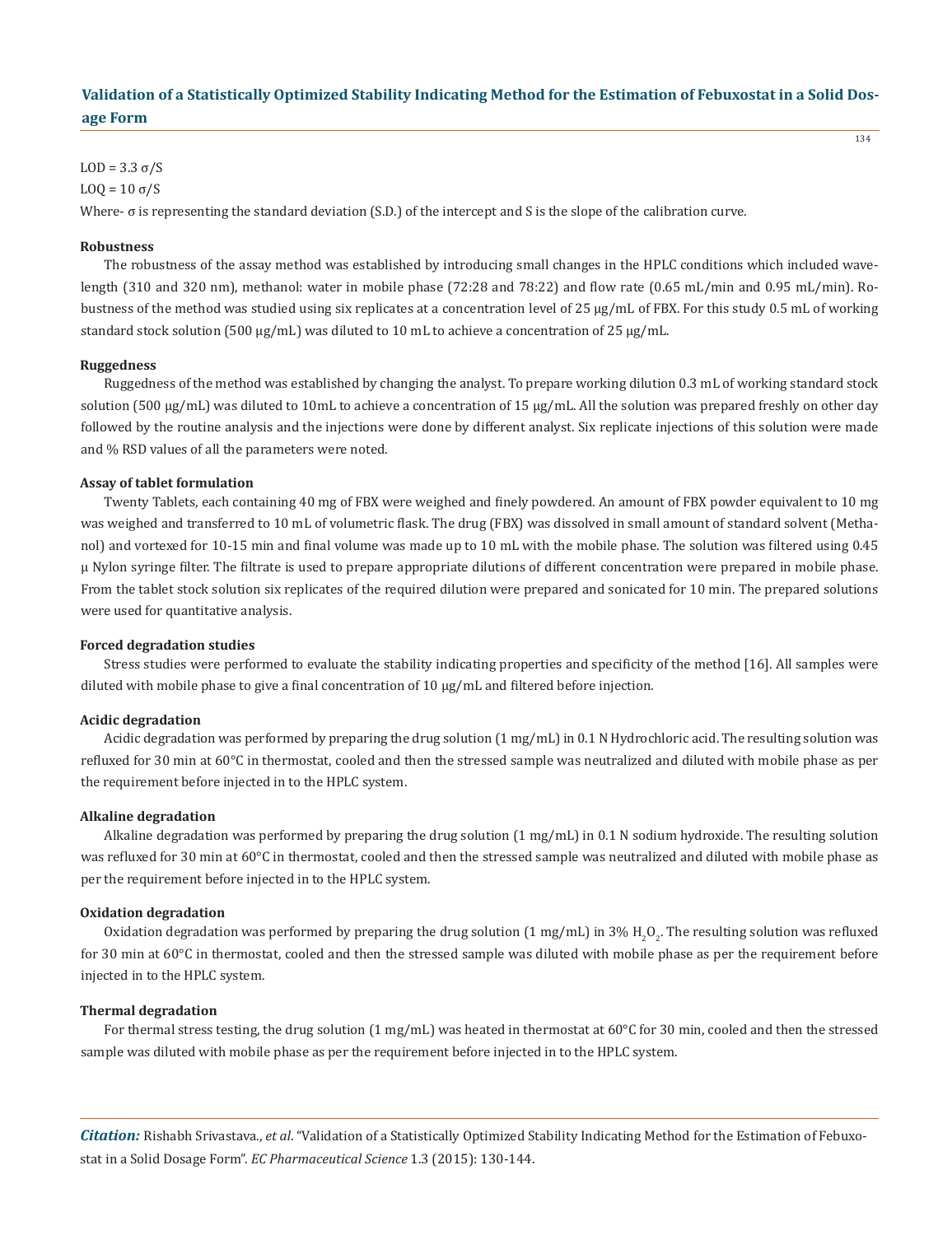LOD = 3.3 σ/S

LOQ = 10 σ/S

Where- σ is representing the standard deviation (S.D.) of the intercept and S is the slope of the calibration curve.

### Robustness

The robustness of the assay method was established by introducing small changes in the HPLC conditions which included wavelength (310 and 320 nm), methanol: water in mobile phase (72:28 and 78:22) and flow rate (0.65 mL/min and 0.95 mL/min). Robustness of the method was studied using six replicates at a concentration level of 25 µg/mL of FBX. For this study 0.5 mL of working standard stock solution (500 µg/mL) was diluted to 10 mL to achieve a concentration of 25 µg/mL.

### Ruggedness

Ruggedness of the method was established by changing the analyst. To prepare working dilution 0.3 mL of working standard stock solution (500 µg/mL) was diluted to 10mL to achieve a concentration of 15 µg/mL. All the solution was prepared freshly on other day followed by the routine analysis and the injections were done by different analyst. Six replicate injections of this solution were made and % RSD values of all the parameters were noted.

### Assay of tablet formulation

Twenty Tablets, each containing 40 mg of FBX were weighed and finely powdered. An amount of FBX powder equivalent to 10 mg was weighed and transferred to 10 mL of volumetric flask. The drug (FBX) was dissolved in small amount of standard solvent (Methanol) and vortexed for 10-15 min and final volume was made up to 10 mL with the mobile phase. The solution was filtered using 0.45 µ Nylon syringe filter. The filtrate is used to prepare appropriate dilutions of different concentration were prepared in mobile phase. From the tablet stock solution six replicates of the required dilution were prepared and sonicated for 10 min. The prepared solutions were used for quantitative analysis.

### Forced degradation studies

Stress studies were performed to evaluate the stability indicating properties and specificity of the method [16]. All samples were diluted with mobile phase to give a final concentration of 10 µg/mL and filtered before injection.

### Acidic degradation

Acidic degradation was performed by preparing the drug solution (1 mg/mL) in 0.1 N Hydrochloric acid. The resulting solution was refluxed for 30 min at 60°C in thermostat, cooled and then the stressed sample was neutralized and diluted with mobile phase as per the requirement before injected in to the HPLC system.

### Alkaline degradation

Alkaline degradation was performed by preparing the drug solution (1 mg/mL) in 0.1 N sodium hydroxide. The resulting solution was refluxed for 30 min at 60°C in thermostat, cooled and then the stressed sample was neutralized and diluted with mobile phase as per the requirement before injected in to the HPLC system.

### Oxidation degradation

Oxidation degradation was performed by preparing the drug solution (1 mg/mL) in 3% $H_2O_2$. The resulting solution was refluxed for 30 min at 60°C in thermostat, cooled and then the stressed sample was diluted with mobile phase as per the requirement before injected in to the HPLC system.

### Thermal degradation

For thermal stress testing, the drug solution (1 mg/mL) was heated in thermostat at 60°C for 30 min, cooled and then the stressed sample was diluted with mobile phase as per the requirement before injected in to the HPLC system.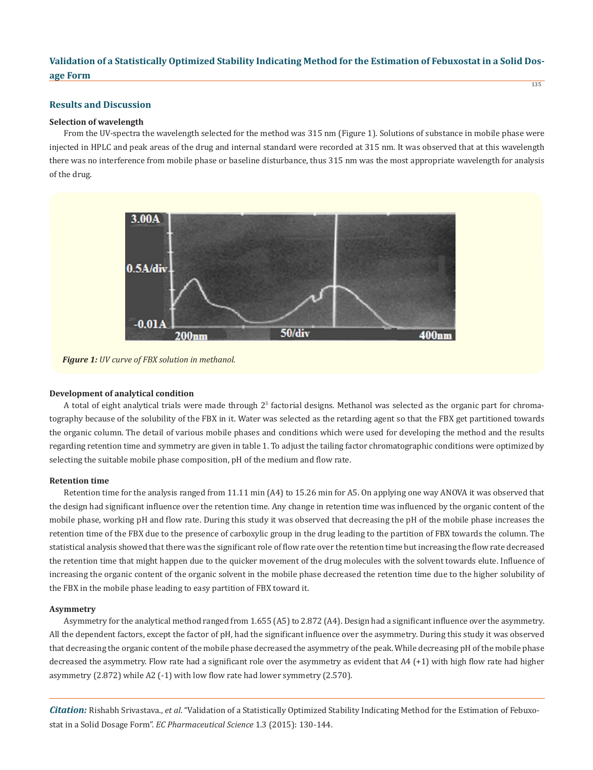## Results and Discussion

### Selection of wavelength

From the UV-spectra the wavelength selected for the method was 315 nm (Figure 1). Solutions of substance in mobile phase were injected in HPLC and peak areas of the drug and internal standard were recorded at 315 nm. It was observed that at this wavelength there was no interference from mobile phase or baseline disturbance, thus 315 nm was the most appropriate wavelength for analysis of the drug.

***Figure 1:** UV curve of FBX solution in methanol.*

### Development of analytical condition

A total of eight analytical trials were made through $2^3$ factorial designs. Methanol was selected as the organic part for chromatography because of the solubility of the FBX in it. Water was selected as the retarding agent so that the FBX get partitioned towards the organic column. The detail of various mobile phases and conditions which were used for developing the method and the results regarding retention time and symmetry are given in table 1. To adjust the tailing factor chromatographic conditions were optimized by selecting the suitable mobile phase composition, pH of the medium and flow rate.

### Retention time

Retention time for the analysis ranged from 11.11 min (A4) to 15.26 min for A5. On applying one way ANOVA it was observed that the design had significant influence over the retention time. Any change in retention time was influenced by the organic content of the mobile phase, working pH and flow rate. During this study it was observed that decreasing the pH of the mobile phase increases the retention time of the FBX due to the presence of carboxylic group in the drug leading to the partition of FBX towards the column. The statistical analysis showed that there was the significant role of flow rate over the retention time but increasing the flow rate decreased the retention time that might happen due to the quicker movement of the drug molecules with the solvent towards elute. Influence of increasing the organic content of the organic solvent in the mobile phase decreased the retention time due to the higher solubility of the FBX in the mobile phase leading to easy partition of FBX toward it.

### Asymmetry

Asymmetry for the analytical method ranged from 1.655 (A5) to 2.872 (A4). Design had a significant influence over the asymmetry. All the dependent factors, except the factor of pH, had the significant influence over the asymmetry. During this study it was observed that decreasing the organic content of the mobile phase decreased the asymmetry of the peak. While decreasing pH of the mobile phase decreased the asymmetry. Flow rate had a significant role over the asymmetry as evident that A4 (+1) with high flow rate had higher asymmetry (2.872) while A2 (-1) with low flow rate had lower symmetry (2.570).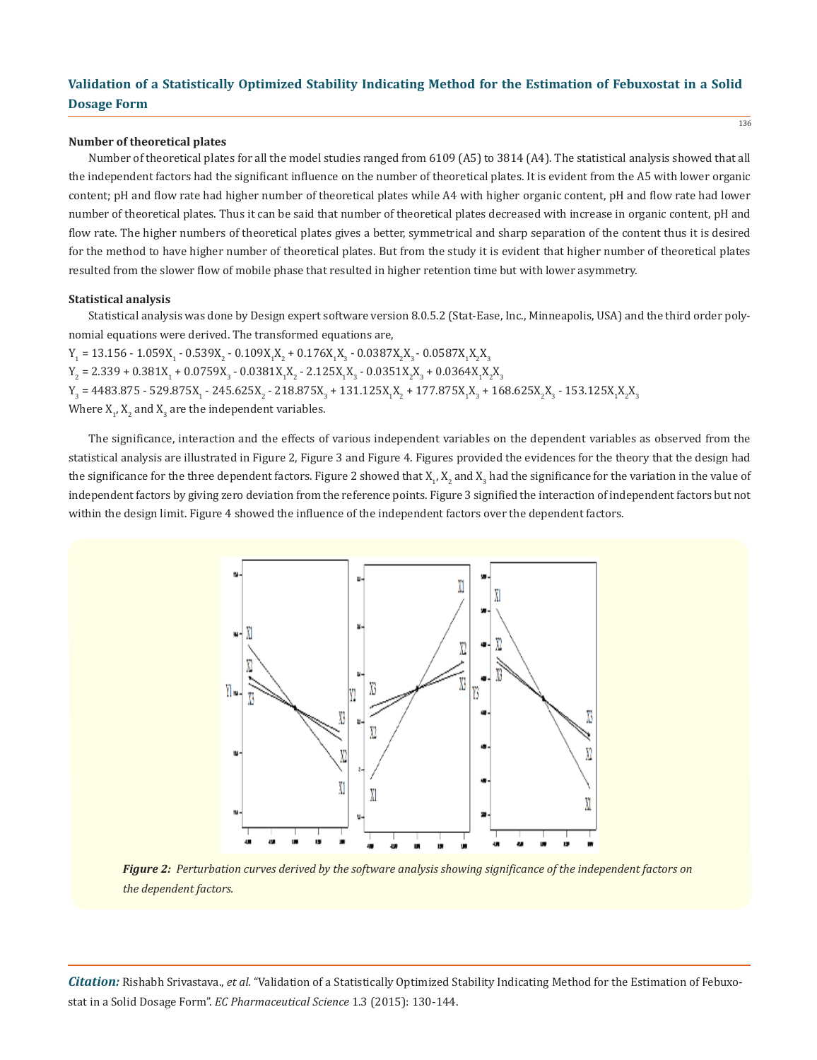#### Number of theoretical plates

Number of theoretical plates for all the model studies ranged from 6109 (A5) to 3814 (A4). The statistical analysis showed that all the independent factors had the significant influence on the number of theoretical plates. It is evident from the A5 with lower organic content; pH and flow rate had higher number of theoretical plates while A4 with higher organic content, pH and flow rate had lower number of theoretical plates. Thus it can be said that number of theoretical plates decreased with increase in organic content, pH and flow rate. The higher numbers of theoretical plates gives a better, symmetrical and sharp separation of the content thus it is desired for the method to have higher number of theoretical plates. But from the study it is evident that higher number of theoretical plates resulted from the slower flow of mobile phase that resulted in higher retention time but with lower asymmetry.

#### Statistical analysis

Statistical analysis was done by Design expert software version 8.0.5.2 (Stat-Ease, Inc., Minneapolis, USA) and the third order polynomial equations were derived. The transformed equations are,

$Y_1 = 13.156 - 1.059X_1 - 0.539X_2 - 0.109X_1X_2 + 0.176X_1X_3 - 0.0387X_2X_3 - 0.0587X_1X_2X_3$

$Y_2 = 2.339 + 0.381X_1 + 0.0759X_3 - 0.0381X_1X_2 - 2.125X_1X_3 - 0.0351X_2X_3 + 0.0364X_1X_2X_3$

$Y_3 = 4483.875 - 529.875X_1 - 245.625X_2 - 218.875X_3 + 131.125X_1X_2 + 177.875X_1X_3 + 168.625X_2X_3 - 153.125X_1X_2X_3$

Where $X_1$, $X_2$ and $X_3$ are the independent variables.

The significance, interaction and the effects of various independent variables on the dependent variables as observed from the statistical analysis are illustrated in Figure 2, Figure 3 and Figure 4. Figures provided the evidences for the theory that the design had the significance for the three dependent factors. Figure 2 showed that $X_1$, $X_2$ and $X_3$ had the significance for the variation in the value of independent factors by giving zero deviation from the reference points. Figure 3 signified the interaction of independent factors but not within the design limit. Figure 4 showed the influence of the independent factors over the dependent factors.

*Figure 2: Perturbation curves derived by the software analysis showing significance of the independent factors on the dependent factors.*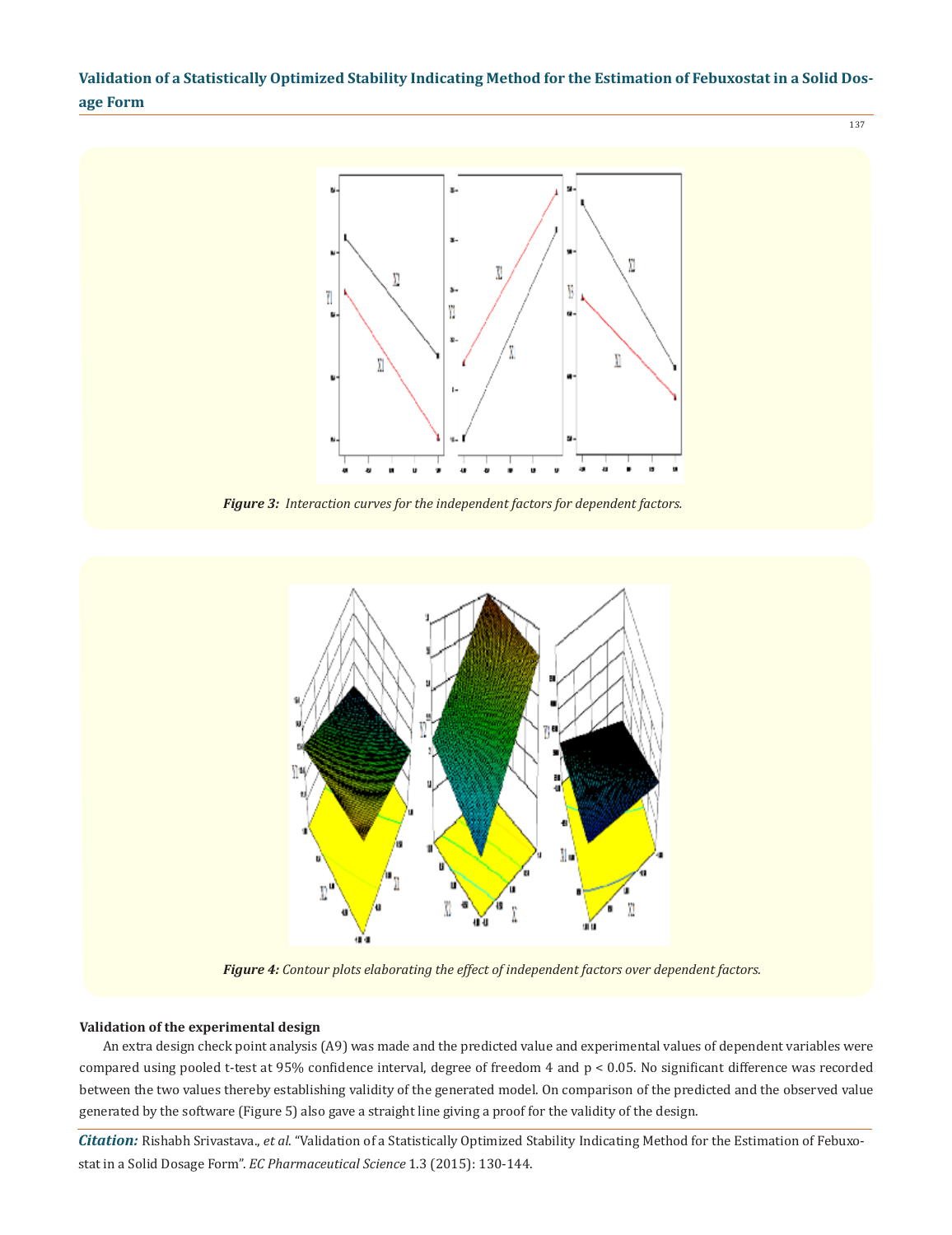*Figure 3: Interaction curves for the independent factors for dependent factors.*

*Figure 4: Contour plots elaborating the effect of independent factors over dependent factors.*

**Validation of the experimental design**

An extra design check point analysis (A9) was made and the predicted value and experimental values of dependent variables were compared using pooled t-test at 95% confidence interval, degree of freedom 4 and $p < 0.05$. No significant difference was recorded between the two values thereby establishing validity of the generated model. On comparison of the predicted and the observed value generated by the software (Figure 5) also gave a straight line giving a proof for the validity of the design.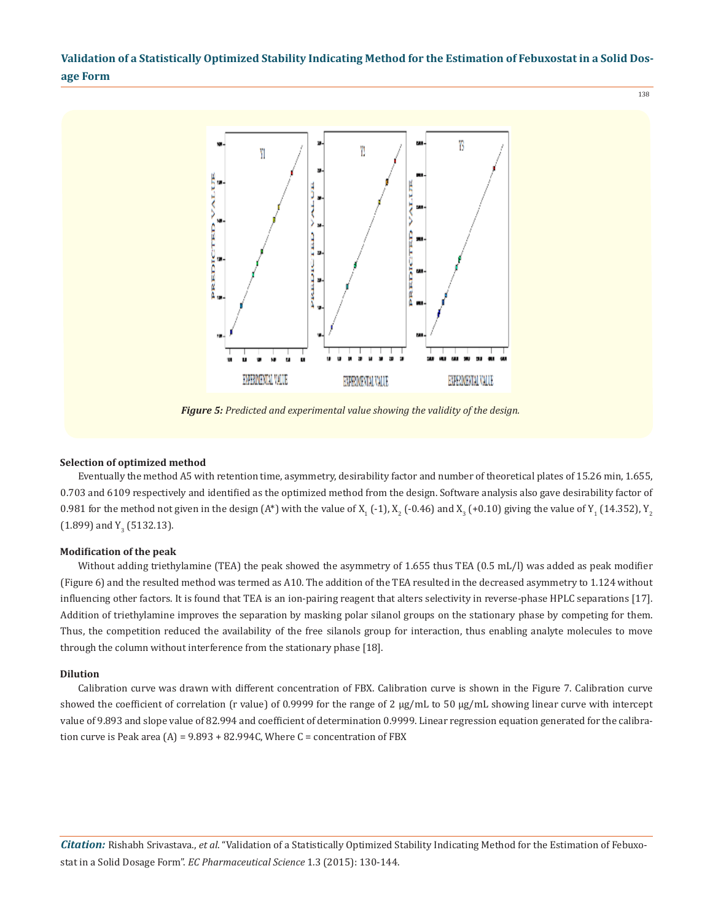*Figure 5: Predicted and experimental value showing the validity of the design.*

**Selection of optimized method**

Eventually the method A5 with retention time, asymmetry, desirability factor and number of theoretical plates of 15.26 min, 1.655, 0.703 and 6109 respectively and identified as the optimized method from the design. Software analysis also gave desirability factor of 0.981 for the method not given in the design (A*) with the value of $X_1$ (-1), $X_2$ (-0.46) and $X_3$ (+0.10) giving the value of $Y_1$ (14.352), $Y_2$ (1.899) and $Y_3$ (5132.13).

**Modification of the peak**

Without adding triethylamine (TEA) the peak showed the asymmetry of 1.655 thus TEA (0.5 mL/l) was added as peak modifier (Figure 6) and the resulted method was termed as A10. The addition of the TEA resulted in the decreased asymmetry to 1.124 without influencing other factors. It is found that TEA is an ion-pairing reagent that alters selectivity in reverse-phase HPLC separations [17]. Addition of triethylamine improves the separation by masking polar silanol groups on the stationary phase by competing for them. Thus, the competition reduced the availability of the free silanols group for interaction, thus enabling analyte molecules to move through the column without interference from the stationary phase [18].

**Dilution**

Calibration curve was drawn with different concentration of FBX. Calibration curve is shown in the Figure 7. Calibration curve showed the coefficient of correlation (r value) of 0.9999 for the range of 2 μg/mL to 50 μg/mL showing linear curve with intercept value of 9.893 and slope value of 82.994 and coefficient of determination 0.9999. Linear regression equation generated for the calibration curve is Peak area (A) = 9.893 + 82.994C, Where C = concentration of FBX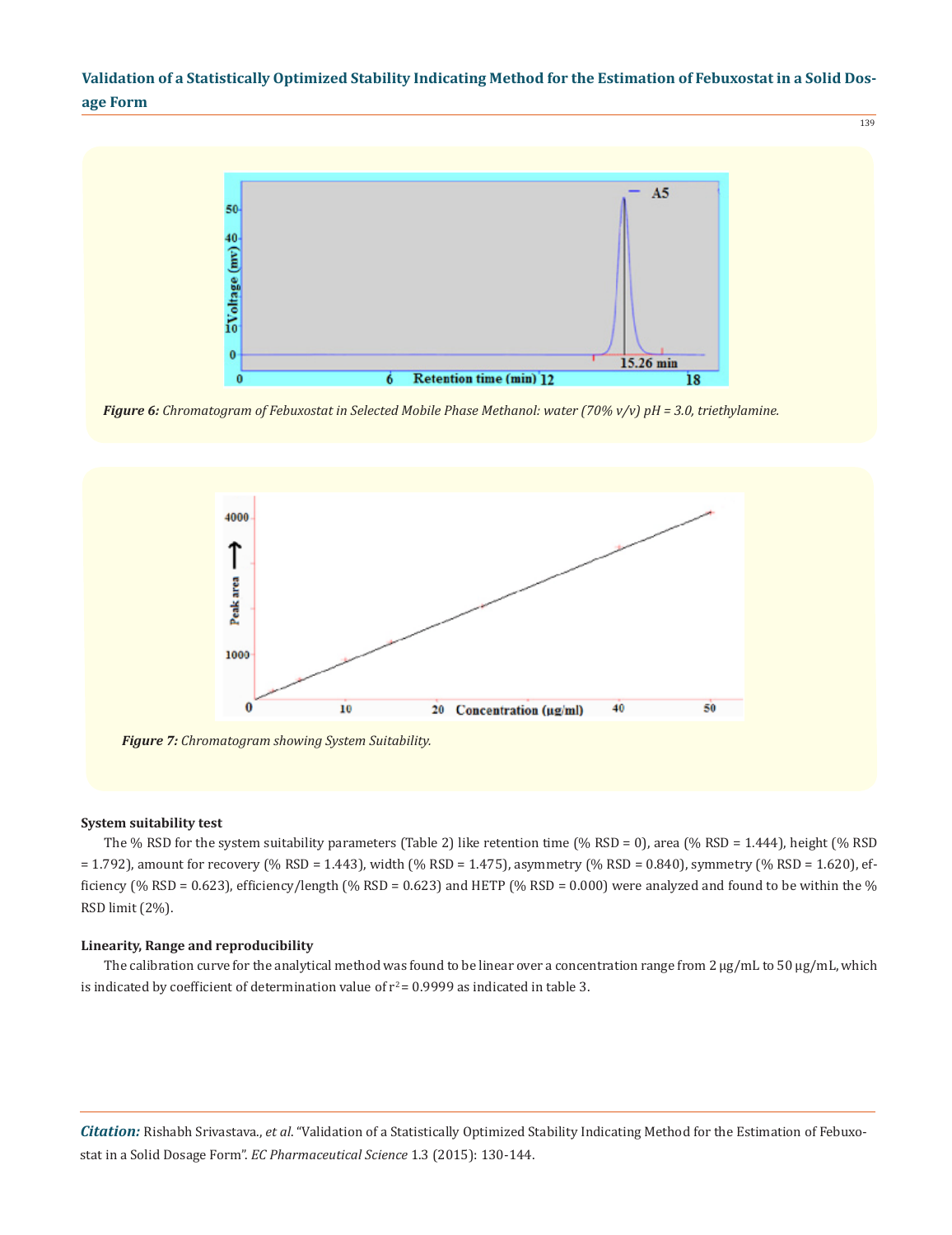*Figure 6: Chromatogram of Febuxostat in Selected Mobile Phase Methanol: water (70% v/v) pH = 3.0, triethylamine.*

*Figure 7: Chromatogram showing System Suitability.*

### System suitability test

The % RSD for the system suitability parameters (Table 2) like retention time (% RSD = 0), area (% RSD = 1.444), height (% RSD = 1.792), amount for recovery (% RSD = 1.443), width (% RSD = 1.475), asymmetry (% RSD = 0.840), symmetry (% RSD = 1.620), efficiency (% RSD = 0.623), efficiency/length (% RSD = 0.623) and HETP (% RSD = 0.000) were analyzed and found to be within the % RSD limit (2%).

### Linearity, Range and reproducibility

The calibration curve for the analytical method was found to be linear over a concentration range from 2 μg/mL to 50 μg/mL, which is indicated by coefficient of determination value of $r^2 = 0.9999$ as indicated in table 3.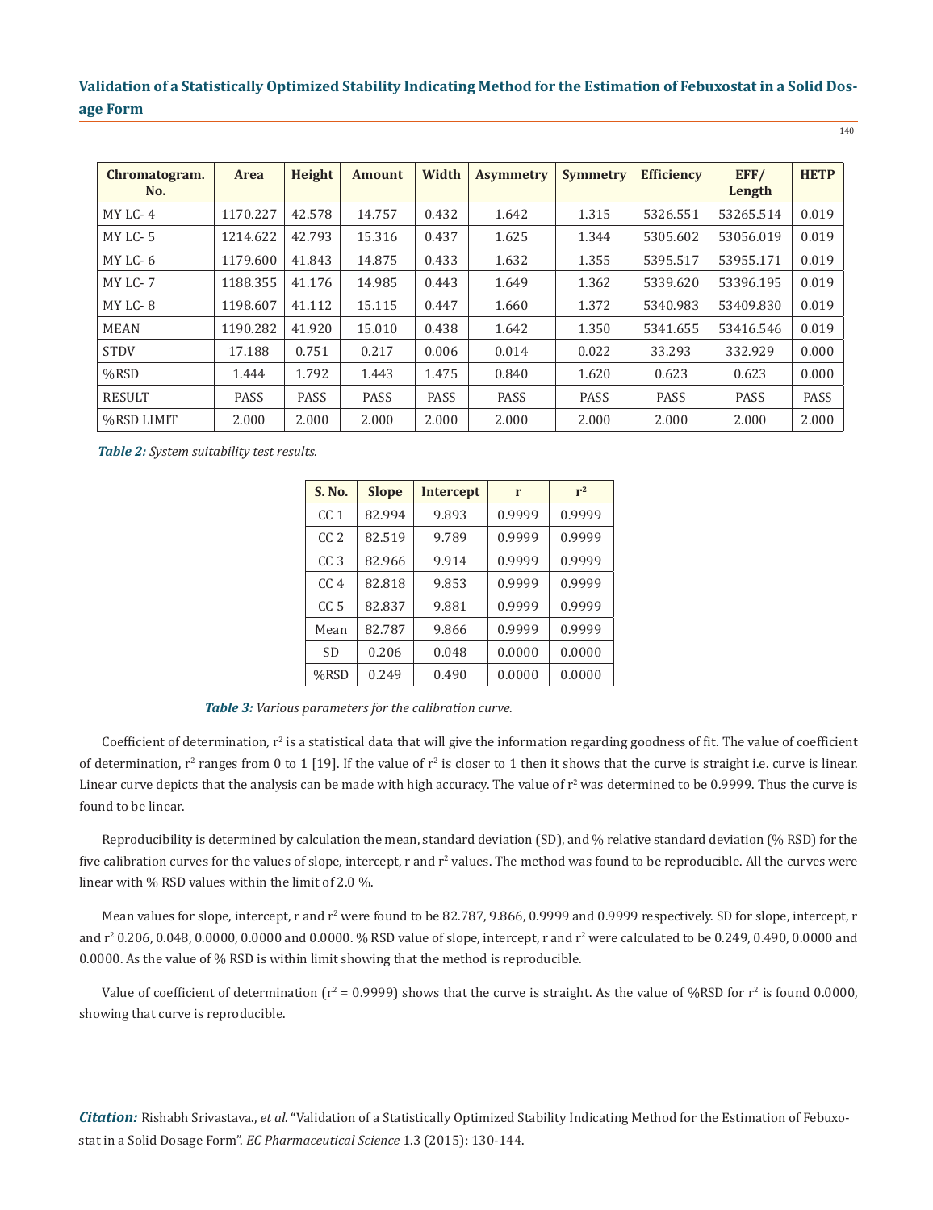| Chromatogram. No. | Area | Height | Amount | Width | Asymmetry | Symmetry | Efficiency | EFF/ Length | HETP |
|---|---|---|---|---|---|---|---|---|---|
| MY LC- 4 | 1170.227 | 42.578 | 14.757 | 0.432 | 1.642 | 1.315 | 5326.551 | 53265.514 | 0.019 |
| MY LC- 5 | 1214.622 | 42.793 | 15.316 | 0.437 | 1.625 | 1.344 | 5305.602 | 53056.019 | 0.019 |
| MY LC- 6 | 1179.600 | 41.843 | 14.875 | 0.433 | 1.632 | 1.355 | 5395.517 | 53955.171 | 0.019 |
| MY LC- 7 | 1188.355 | 41.176 | 14.985 | 0.443 | 1.649 | 1.362 | 5339.620 | 53396.195 | 0.019 |
| MY LC- 8 | 1198.607 | 41.112 | 15.115 | 0.447 | 1.660 | 1.372 | 5340.983 | 53409.830 | 0.019 |
| MEAN | 1190.282 | 41.920 | 15.010 | 0.438 | 1.642 | 1.350 | 5341.655 | 53416.546 | 0.019 |
| STDV | 17.188 | 0.751 | 0.217 | 0.006 | 0.014 | 0.022 | 33.293 | 332.929 | 0.000 |
| %RSD | 1.444 | 1.792 | 1.443 | 1.475 | 0.840 | 1.620 | 0.623 | 0.623 | 0.000 |
| RESULT | PASS | PASS | PASS | PASS | PASS | PASS | PASS | PASS | PASS |
| %RSD LIMIT | 2.000 | 2.000 | 2.000 | 2.000 | 2.000 | 2.000 | 2.000 | 2.000 | 2.000 |

***Table 2:*** *System suitability test results.*

| S. No. | Slope | Intercept | r | $r^2$ |
|---|---|---|---|---|
| CC 1 | 82.994 | 9.893 | 0.9999 | 0.9999 |
| CC 2 | 82.519 | 9.789 | 0.9999 | 0.9999 |
| CC 3 | 82.966 | 9.914 | 0.9999 | 0.9999 |
| CC 4 | 82.818 | 9.853 | 0.9999 | 0.9999 |
| CC 5 | 82.837 | 9.881 | 0.9999 | 0.9999 |
| Mean | 82.787 | 9.866 | 0.9999 | 0.9999 |
| SD | 0.206 | 0.048 | 0.0000 | 0.0000 |
| %RSD | 0.249 | 0.490 | 0.0000 | 0.0000 |

***Table 3:*** *Various parameters for the calibration curve.*

Coefficient of determination, $r^2$ is a statistical data that will give the information regarding goodness of fit. The value of coefficient of determination, $r^2$ ranges from 0 to 1 [19]. If the value of $r^2$ is closer to 1 then it shows that the curve is straight i.e. curve is linear. Linear curve depicts that the analysis can be made with high accuracy. The value of $r^2$ was determined to be 0.9999. Thus the curve is found to be linear.

Reproducibility is determined by calculation the mean, standard deviation (SD), and % relative standard deviation (% RSD) for the five calibration curves for the values of slope, intercept, r and $r^2$ values. The method was found to be reproducible. All the curves were linear with % RSD values within the limit of 2.0 %.

Mean values for slope, intercept, r and $r^2$ were found to be 82.787, 9.866, 0.9999 and 0.9999 respectively. SD for slope, intercept, r and $r^2$ 0.206, 0.048, 0.0000, 0.0000 and 0.0000. % RSD value of slope, intercept, r and $r^2$ were calculated to be 0.249, 0.490, 0.0000 and 0.0000. As the value of % RSD is within limit showing that the method is reproducible.

Value of coefficient of determination ($r^2$ = 0.9999) shows that the curve is straight. As the value of %RSD for $r^2$ is found 0.0000, showing that curve is reproducible.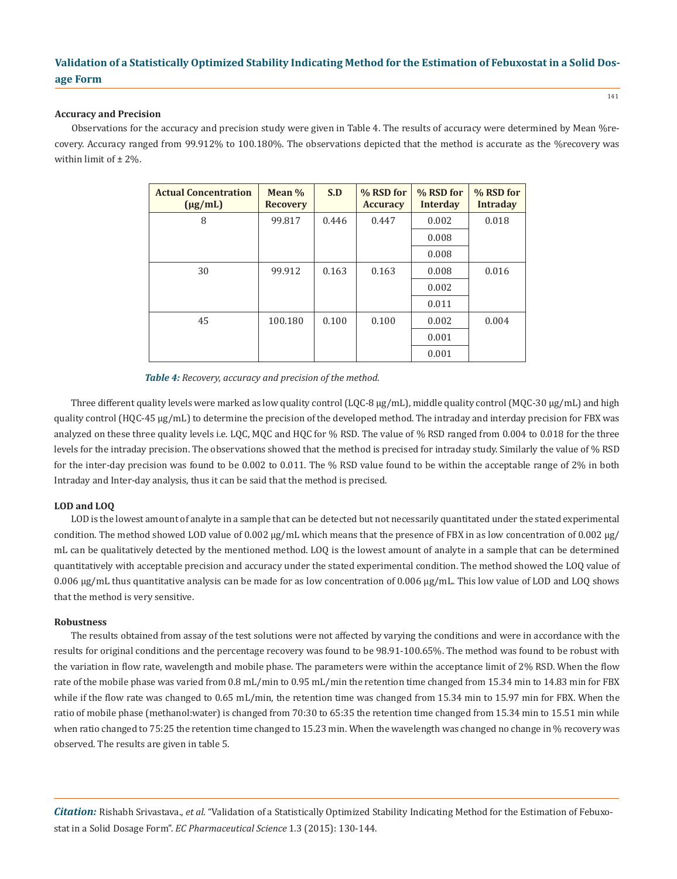### Accuracy and Precision

Observations for the accuracy and precision study were given in Table 4. The results of accuracy were determined by Mean %recovery. Accuracy ranged from 99.912% to 100.180%. The observations depicted that the method is accurate as the %recovery was within limit of ± 2%.

| Actual Concentration (μg/mL) | Mean % Recovery | S.D | % RSD for Accuracy | % RSD for Interday | % RSD for Intraday |
|---|---|---|---|---|---|
| 8 | 99.817 | 0.446 | 0.447 | 0.002 | 0.018 |
| | | | | 0.008 | |
| | | | | 0.008 | |
| 30 | 99.912 | 0.163 | 0.163 | 0.008 | 0.016 |
| | | | | 0.002 | |
| | | | | 0.011 | |
| 45 | 100.180 | 0.100 | 0.100 | 0.002 | 0.004 |
| | | | | 0.001 | |
| | | | | 0.001 | |

***Table 4:*** *Recovery, accuracy and precision of the method.*

Three different quality levels were marked as low quality control (LQC-8 μg/mL), middle quality control (MQC-30 μg/mL) and high quality control (HQC-45 μg/mL) to determine the precision of the developed method. The intraday and interday precision for FBX was analyzed on these three quality levels i.e. LQC, MQC and HQC for % RSD. The value of % RSD ranged from 0.004 to 0.018 for the three levels for the intraday precision. The observations showed that the method is precised for intraday study. Similarly the value of % RSD for the inter-day precision was found to be 0.002 to 0.011. The % RSD value found to be within the acceptable range of 2% in both Intraday and Inter-day analysis, thus it can be said that the method is precised.

### LOD and LOQ

LOD is the lowest amount of analyte in a sample that can be detected but not necessarily quantitated under the stated experimental condition. The method showed LOD value of 0.002 μg/mL which means that the presence of FBX in as low concentration of 0.002 μg/mL can be qualitatively detected by the mentioned method. LOQ is the lowest amount of analyte in a sample that can be determined quantitatively with acceptable precision and accuracy under the stated experimental condition. The method showed the LOQ value of 0.006 μg/mL thus quantitative analysis can be made for as low concentration of 0.006 μg/mL. This low value of LOD and LOQ shows that the method is very sensitive.

### Robustness

The results obtained from assay of the test solutions were not affected by varying the conditions and were in accordance with the results for original conditions and the percentage recovery was found to be 98.91-100.65%. The method was found to be robust with the variation in flow rate, wavelength and mobile phase. The parameters were within the acceptance limit of 2% RSD. When the flow rate of the mobile phase was varied from 0.8 mL/min to 0.95 mL/min the retention time changed from 15.34 min to 14.83 min for FBX while if the flow rate was changed to 0.65 mL/min, the retention time was changed from 15.34 min to 15.97 min for FBX. When the ratio of mobile phase (methanol:water) is changed from 70:30 to 65:35 the retention time changed from 15.34 min to 15.51 min while when ratio changed to 75:25 the retention time changed to 15.23 min. When the wavelength was changed no change in % recovery was observed. The results are given in table 5.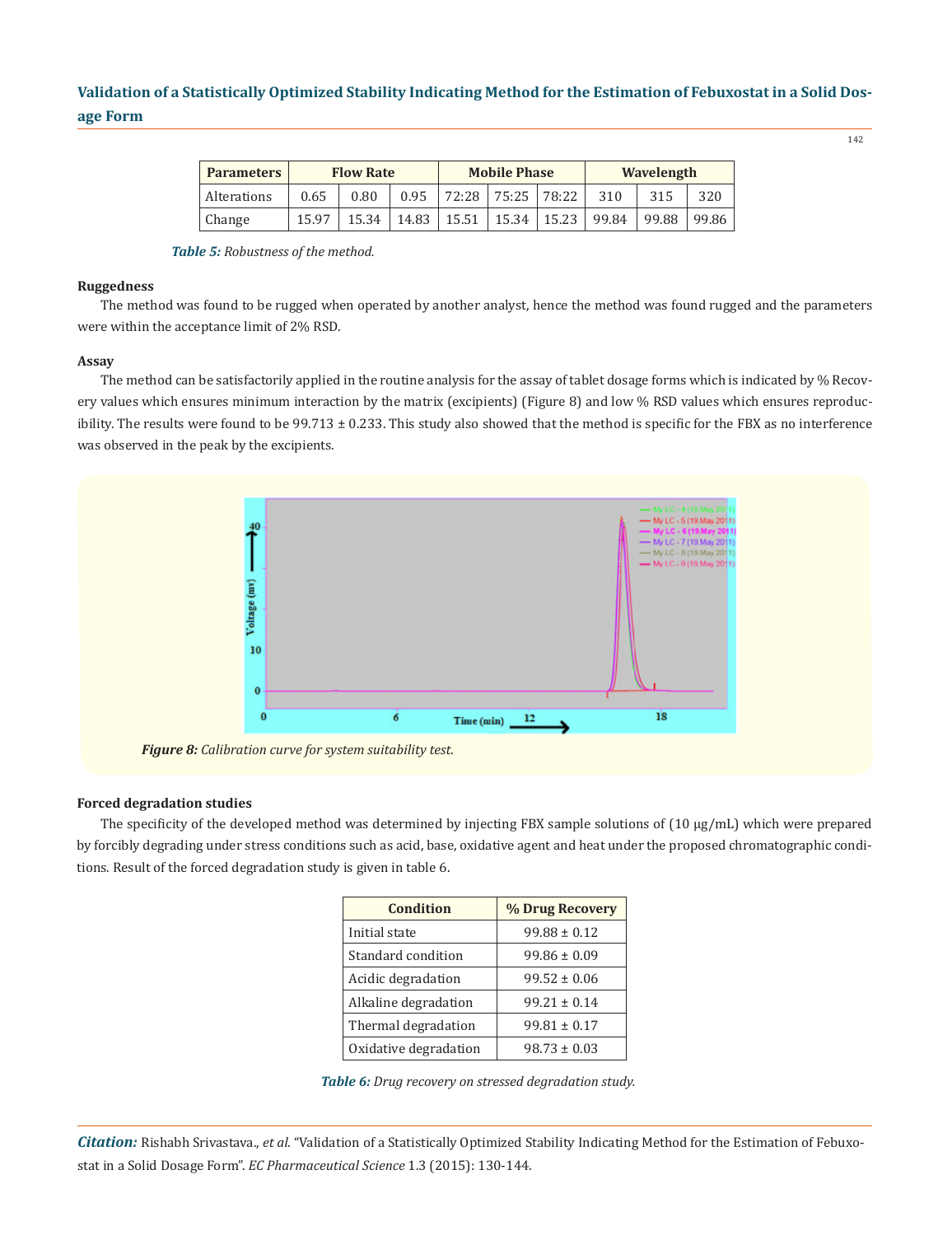| Parameters | Flow Rate | | | Mobile Phase | | | Wavelength | | |
|---|---|---|---|---|---|---|---|---|---|
| Alterations | 0.65 | 0.80 | 0.95 | 72:28 | 75:25 | 78:22 | 310 | 315 | 320 |
| Change | 15.97 | 15.34 | 14.83 | 15.51 | 15.34 | 15.23 | 99.84 | 99.88 | 99.86 |

***Table 5:*** *Robustness of the method.*

### Ruggedness

The method was found to be rugged when operated by another analyst, hence the method was found rugged and the parameters were within the acceptance limit of 2% RSD.

### Assay

The method can be satisfactorily applied in the routine analysis for the assay of tablet dosage forms which is indicated by % Recovery values which ensures minimum interaction by the matrix (excipients) (Figure 8) and low % RSD values which ensures reproducibility. The results were found to be 99.713 ± 0.233. This study also showed that the method is specific for the FBX as no interference was observed in the peak by the excipients.

***Figure 8:*** *Calibration curve for system suitability test.*

### Forced degradation studies

The specificity of the developed method was determined by injecting FBX sample solutions of (10 μg/mL) which were prepared by forcibly degrading under stress conditions such as acid, base, oxidative agent and heat under the proposed chromatographic conditions. Result of the forced degradation study is given in table 6.

| Condition | % Drug Recovery |
|---|---|
| Initial state | 99.88 ± 0.12 |
| Standard condition | 99.86 ± 0.09 |
| Acidic degradation | 99.52 ± 0.06 |
| Alkaline degradation | 99.21 ± 0.14 |
| Thermal degradation | 99.81 ± 0.17 |
| Oxidative degradation | 98.73 ± 0.03 |

***Table 6:*** *Drug recovery on stressed degradation study.*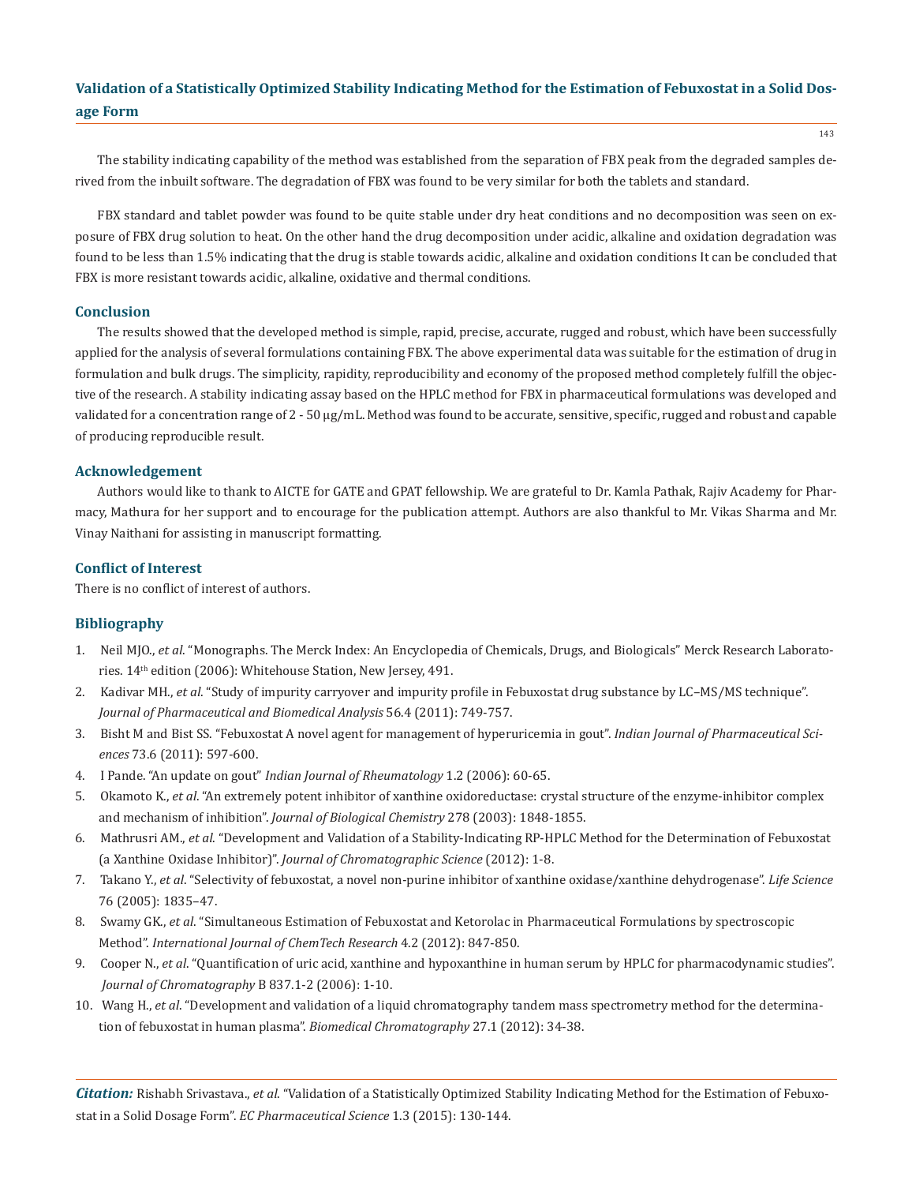The stability indicating capability of the method was established from the separation of FBX peak from the degraded samples derived from the inbuilt software. The degradation of FBX was found to be very similar for both the tablets and standard.

FBX standard and tablet powder was found to be quite stable under dry heat conditions and no decomposition was seen on exposure of FBX drug solution to heat. On the other hand the drug decomposition under acidic, alkaline and oxidation degradation was found to be less than 1.5% indicating that the drug is stable towards acidic, alkaline and oxidation conditions It can be concluded that FBX is more resistant towards acidic, alkaline, oxidative and thermal conditions.

## Conclusion

The results showed that the developed method is simple, rapid, precise, accurate, rugged and robust, which have been successfully applied for the analysis of several formulations containing FBX. The above experimental data was suitable for the estimation of drug in formulation and bulk drugs. The simplicity, rapidity, reproducibility and economy of the proposed method completely fulfill the objective of the research. A stability indicating assay based on the HPLC method for FBX in pharmaceutical formulations was developed and validated for a concentration range of 2 - 50 µg/mL. Method was found to be accurate, sensitive, specific, rugged and robust and capable of producing reproducible result.

## Acknowledgement

Authors would like to thank to AICTE for GATE and GPAT fellowship. We are grateful to Dr. Kamla Pathak, Rajiv Academy for Pharmacy, Mathura for her support and to encourage for the publication attempt. Authors are also thankful to Mr. Vikas Sharma and Mr. Vinay Naithani for assisting in manuscript formatting.

## Conflict of Interest

There is no conflict of interest of authors.

## Bibliography

1. Neil MJO., *et al*. "Monographs. The Merck Index: An Encyclopedia of Chemicals, Drugs, and Biologicals" Merck Research Laboratories. 14th edition (2006): Whitehouse Station, New Jersey, 491.
2. Kadivar MH., *et al*. "Study of impurity carryover and impurity profile in Febuxostat drug substance by LC–MS/MS technique". *Journal of Pharmaceutical and Biomedical Analysis* 56.4 (2011): 749-757.
3. Bisht M and Bist SS. "Febuxostat A novel agent for management of hyperuricemia in gout". *Indian Journal of Pharmaceutical Sciences* 73.6 (2011): 597-600.
4. I Pande. "An update on gout" *Indian Journal of Rheumatology* 1.2 (2006): 60-65.
5. Okamoto K., *et al*. "An extremely potent inhibitor of xanthine oxidoreductase: crystal structure of the enzyme-inhibitor complex and mechanism of inhibition". *Journal of Biological Chemistry* 278 (2003): 1848-1855.
6. Mathrusri AM., *et al*. "Development and Validation of a Stability-Indicating RP-HPLC Method for the Determination of Febuxostat (a Xanthine Oxidase Inhibitor)". *Journal of Chromatographic Science* (2012): 1-8.
7. Takano Y., *et al*. "Selectivity of febuxostat, a novel non-purine inhibitor of xanthine oxidase/xanthine dehydrogenase". *Life Science* 76 (2005): 1835–47.
8. Swamy GK., *et al*. "Simultaneous Estimation of Febuxostat and Ketorolac in Pharmaceutical Formulations by spectroscopic Method". *International Journal of ChemTech Research* 4.2 (2012): 847-850.
9. Cooper N., *et al*. "Quantification of uric acid, xanthine and hypoxanthine in human serum by HPLC for pharmacodynamic studies". *Journal of Chromatography* B 837.1-2 (2006): 1-10.
10. Wang H., *et al*. "Development and validation of a liquid chromatography tandem mass spectrometry method for the determination of febuxostat in human plasma". *Biomedical Chromatography* 27.1 (2012): 34-38.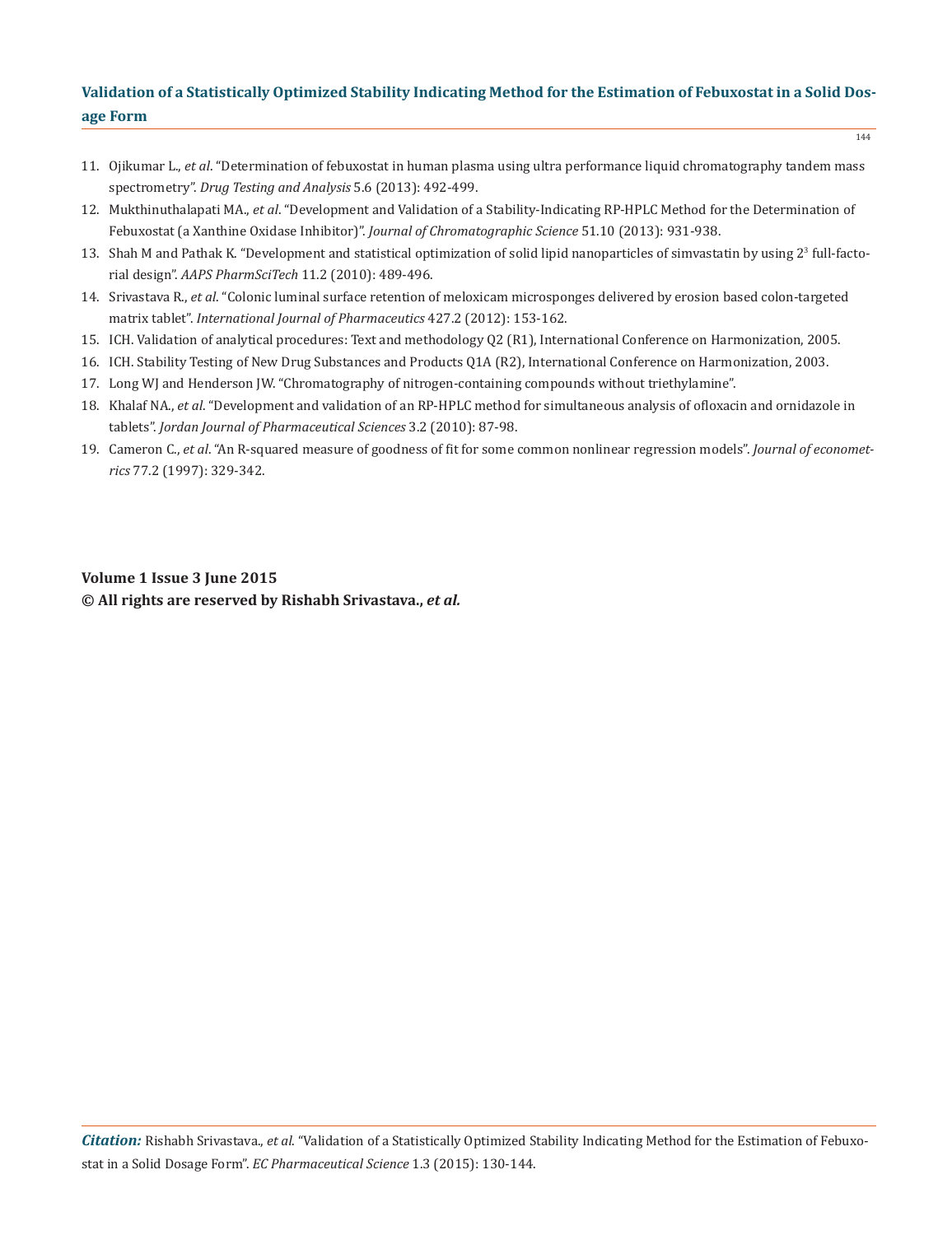11. Ojikumar L., *et al*. "Determination of febuxostat in human plasma using ultra performance liquid chromatography tandem mass spectrometry". *Drug Testing and Analysis* 5.6 (2013): 492-499.
12. Mukthinuthalapati MA., *et al*. "Development and Validation of a Stability-Indicating RP-HPLC Method for the Determination of Febuxostat (a Xanthine Oxidase Inhibitor)". *Journal of Chromatographic Science* 51.10 (2013): 931-938.
13. Shah M and Pathak K. "Development and statistical optimization of solid lipid nanoparticles of simvastatin by using $2^3$ full-factorial design". *AAPS PharmSciTech* 11.2 (2010): 489-496.
14. Srivastava R., *et al*. "Colonic luminal surface retention of meloxicam microsponges delivered by erosion based colon-targeted matrix tablet". *International Journal of Pharmaceutics* 427.2 (2012): 153-162.
15. ICH. Validation of analytical procedures: Text and methodology Q2 (R1), International Conference on Harmonization, 2005.
16. ICH. Stability Testing of New Drug Substances and Products Q1A (R2), International Conference on Harmonization, 2003.
17. Long WJ and Henderson JW. "Chromatography of nitrogen-containing compounds without triethylamine".
18. Khalaf NA., *et al*. "Development and validation of an RP-HPLC method for simultaneous analysis of ofloxacin and ornidazole in tablets". *Jordan Journal of Pharmaceutical Sciences* 3.2 (2010): 87-98.
19. Cameron C., *et al*. "An R-squared measure of goodness of fit for some common nonlinear regression models". *Journal of econometrics* 77.2 (1997): 329-342.

**Volume 1 Issue 3 June 2015**
**© All rights are reserved by Rishabh Srivastava., *et al.***